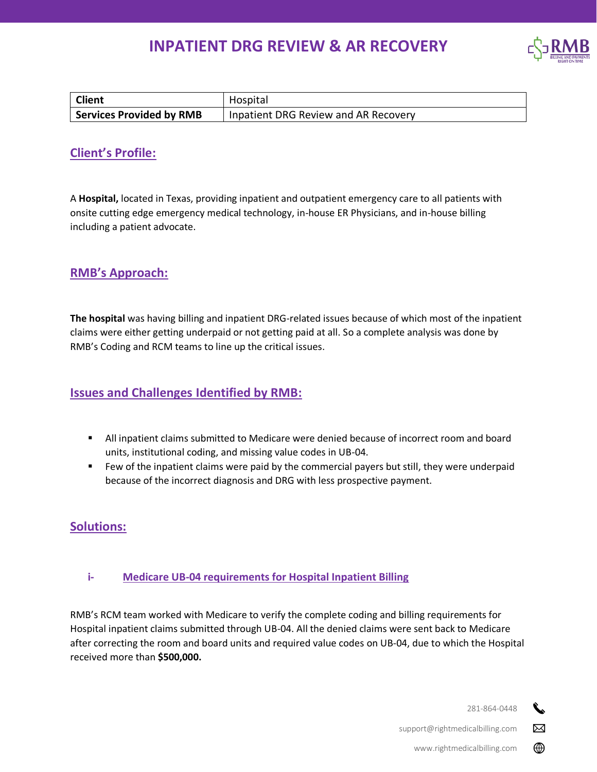# INPATIENT DRG REVIEW & AR RECOVERY

| Client | Hospital |
| --- | --- |
| **Services Provided by RMB** | Inpatient DRG Review and AR Recovery |

## Client's Profile:

A **Hospital,** located in Texas, providing inpatient and outpatient emergency care to all patients with onsite cutting edge emergency medical technology, in-house ER Physicians, and in-house billing including a patient advocate.

## RMB's Approach:

**The hospital** was having billing and inpatient DRG-related issues because of which most of the inpatient claims were either getting underpaid or not getting paid at all. So a complete analysis was done by RMB's Coding and RCM teams to line up the critical issues.

## Issues and Challenges Identified by RMB:

- All inpatient claims submitted to Medicare were denied because of incorrect room and board units, institutional coding, and missing value codes in UB-04.
- Few of the inpatient claims were paid by the commercial payers but still, they were underpaid because of the incorrect diagnosis and DRG with less prospective payment.

## Solutions:

### i- Medicare UB-04 requirements for Hospital Inpatient Billing

RMB's RCM team worked with Medicare to verify the complete coding and billing requirements for Hospital inpatient claims submitted through UB-04. All the denied claims were sent back to Medicare after correcting the room and board units and required value codes on UB-04, due to which the Hospital received more than **$500,000.**

281-864-0448

support@rightmedicalbilling.com

www.rightmedicalbilling.com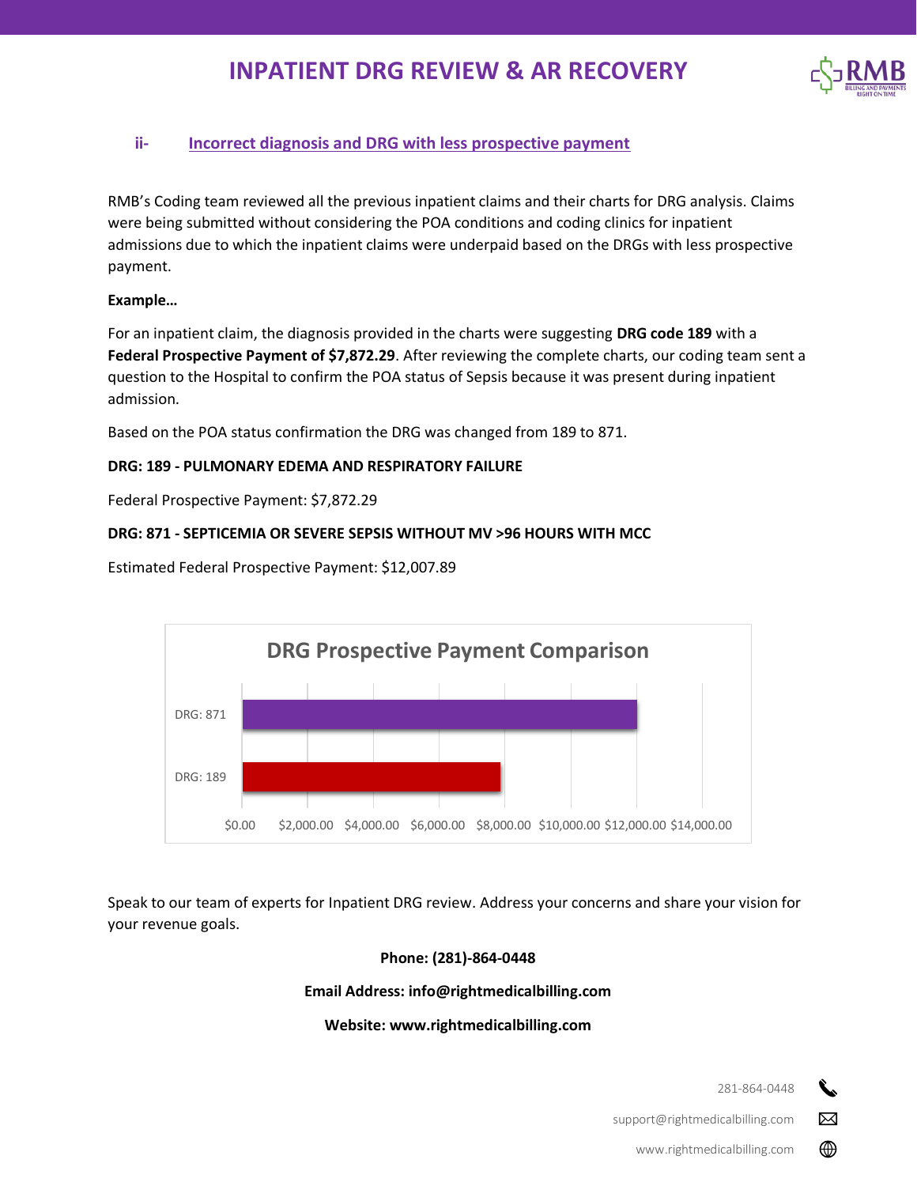# INPATIENT DRG REVIEW & AR RECOVERY

### ii- Incorrect diagnosis and DRG with less prospective payment

RMB's Coding team reviewed all the previous inpatient claims and their charts for DRG analysis. Claims were being submitted without considering the POA conditions and coding clinics for inpatient admissions due to which the inpatient claims were underpaid based on the DRGs with less prospective payment.

**Example…**

For an inpatient claim, the diagnosis provided in the charts were suggesting **DRG code 189** with a **Federal Prospective Payment of $7,872.29**. After reviewing the complete charts, our coding team sent a question to the Hospital to confirm the POA status of Sepsis because it was present during inpatient admission.

Based on the POA status confirmation the DRG was changed from 189 to 871.

**DRG: 189 - PULMONARY EDEMA AND RESPIRATORY FAILURE**

Federal Prospective Payment: $7,872.29

**DRG: 871 - SEPTICEMIA OR SEVERE SEPSIS WITHOUT MV >96 HOURS WITH MCC**

Estimated Federal Prospective Payment: $12,007.89

DRG Prospective Payment Comparison

DRG: 871

DRG: 189

$0.00 $2,000.00 $4,000.00 $6,000.00 $8,000.00 $10,000.00 $12,000.00 $14,000.00

Speak to our team of experts for Inpatient DRG review. Address your concerns and share your vision for your revenue goals.

**Phone: (281)-864-0448**

**Email Address: info@rightmedicalbilling.com**

**Website: www.rightmedicalbilling.com**